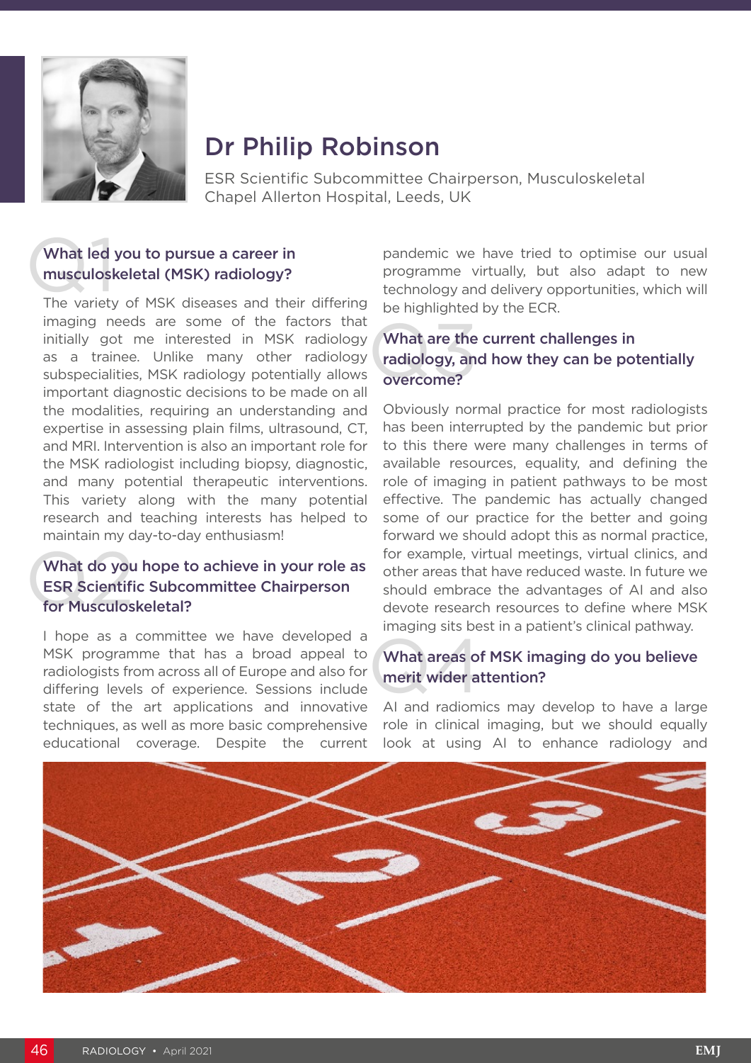# Dr Philip Robinson

ESR Scientific Subcommittee Chairperson, Musculoskeletal
Chapel Allerton Hospital, Leeds, UK

### Q1 What led you to pursue a career in musculoskeletal (MSK) radiology?

The variety of MSK diseases and their differing imaging needs are some of the factors that initially got me interested in MSK radiology as a trainee. Unlike many other radiology subspecialities, MSK radiology potentially allows important diagnostic decisions to be made on all the modalities, requiring an understanding and expertise in assessing plain films, ultrasound, CT, and MRI. Intervention is also an important role for the MSK radiologist including biopsy, diagnostic, and many potential therapeutic interventions. This variety along with the many potential research and teaching interests has helped to maintain my day-to-day enthusiasm!

### Q2 What do you hope to achieve in your role as ESR Scientific Subcommittee Chairperson for Musculoskeletal?

I hope as a committee we have developed a MSK programme that has a broad appeal to radiologists from across all of Europe and also for differing levels of experience. Sessions include state of the art applications and innovative techniques, as well as more basic comprehensive educational coverage. Despite the current pandemic we have tried to optimise our usual programme virtually, but also adapt to new technology and delivery opportunities, which will be highlighted by the ECR.

### Q3 What are the current challenges in radiology, and how they can be potentially overcome?

Obviously normal practice for most radiologists has been interrupted by the pandemic but prior to this there were many challenges in terms of available resources, equality, and defining the role of imaging in patient pathways to be most effective. The pandemic has actually changed some of our practice for the better and going forward we should adopt this as normal practice, for example, virtual meetings, virtual clinics, and other areas that have reduced waste. In future we should embrace the advantages of AI and also devote research resources to define where MSK imaging sits best in a patient's clinical pathway.

### Q4 What areas of MSK imaging do you believe merit wider attention?

AI and radiomics may develop to have a large role in clinical imaging, but we should equally look at using AI to enhance radiology and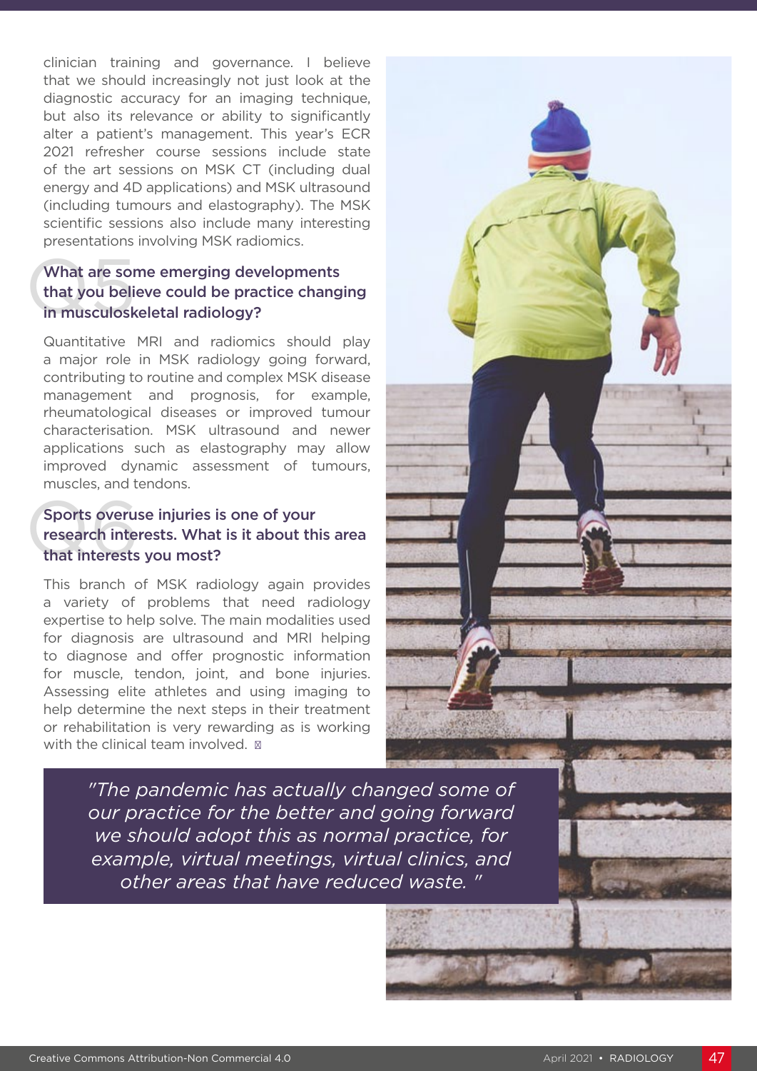clinician training and governance. I believe that we should increasingly not just look at the diagnostic accuracy for an imaging technique, but also its relevance or ability to significantly alter a patient's management. This year's ECR 2021 refresher course sessions include state of the art sessions on MSK CT (including dual energy and 4D applications) and MSK ultrasound (including tumours and elastography). The MSK scientific sessions also include many interesting presentations involving MSK radiomics.

## Q5 What are some emerging developments that you believe could be practice changing in musculoskeletal radiology?

Quantitative MRI and radiomics should play a major role in MSK radiology going forward, contributing to routine and complex MSK disease management and prognosis, for example, rheumatological diseases or improved tumour characterisation. MSK ultrasound and newer applications such as elastography may allow improved dynamic assessment of tumours, muscles, and tendons.

## Q6 Sports overuse injuries is one of your research interests. What is it about this area that interests you most?

This branch of MSK radiology again provides a variety of problems that need radiology expertise to help solve. The main modalities used for diagnosis are ultrasound and MRI helping to diagnose and offer prognostic information for muscle, tendon, joint, and bone injuries. Assessing elite athletes and using imaging to help determine the next steps in their treatment or rehabilitation is very rewarding as is working with the clinical team involved.

*"The pandemic has actually changed some of our practice for the better and going forward we should adopt this as normal practice, for example, virtual meetings, virtual clinics, and other areas that have reduced waste."*